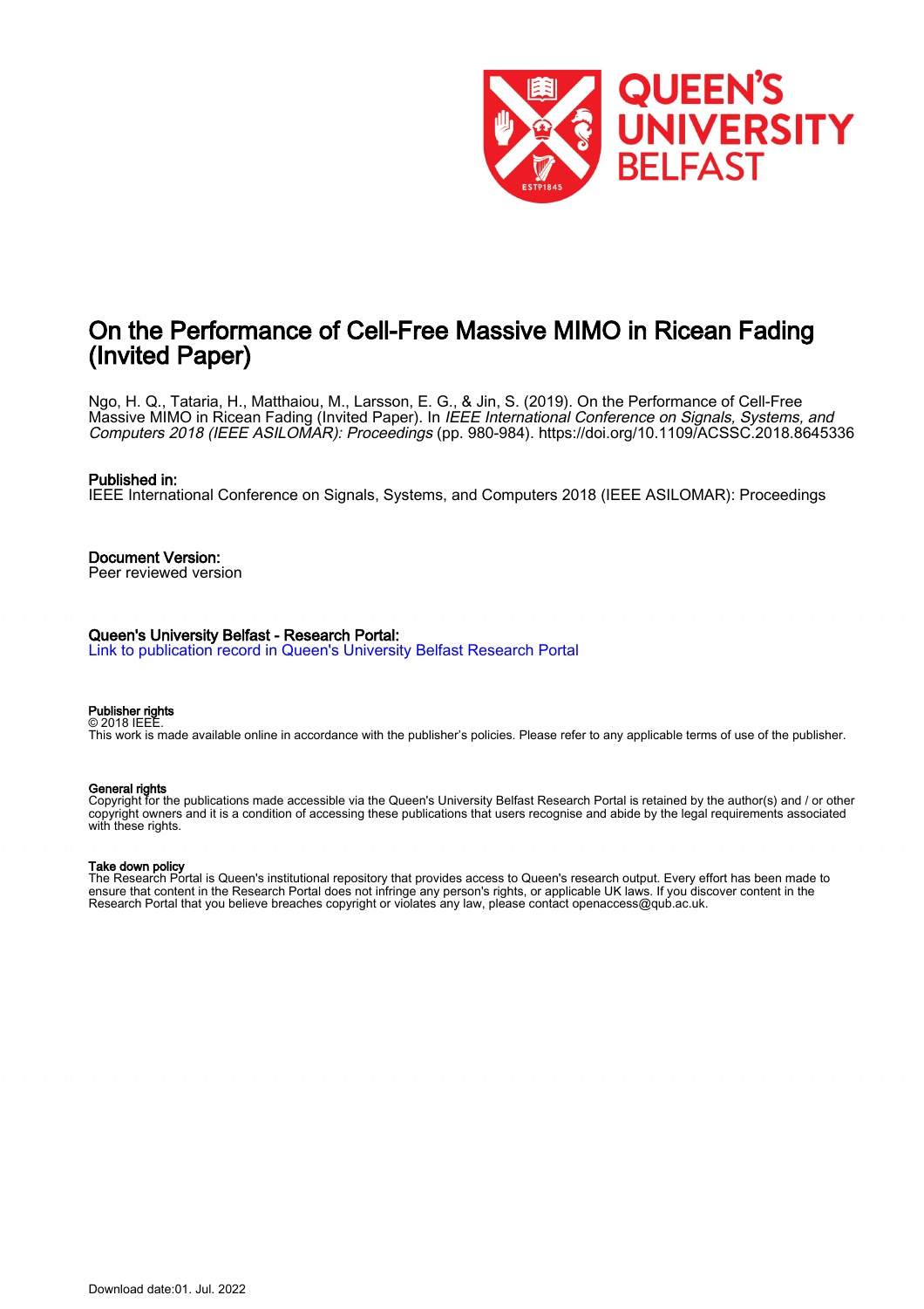# On the Performance of Cell-Free Massive MIMO in Ricean Fading (Invited Paper)

Ngo, H. Q., Tataria, H., Matthaiou, M., Larsson, E. G., & Jin, S. (2019). On the Performance of Cell-Free Massive MIMO in Ricean Fading (Invited Paper). In *IEEE International Conference on Signals, Systems, and Computers 2018 (IEEE ASILOMAR): Proceedings* (pp. 980-984). https://doi.org/10.1109/ACSSC.2018.8645336

**Published in:**
IEEE International Conference on Signals, Systems, and Computers 2018 (IEEE ASILOMAR): Proceedings

**Document Version:**
Peer reviewed version

**Queen's University Belfast - Research Portal:**
Link to publication record in Queen's University Belfast Research Portal

**Publisher rights**
© 2018 IEEE.
This work is made available online in accordance with the publisher's policies. Please refer to any applicable terms of use of the publisher.

**General rights**
Copyright for the publications made accessible via the Queen's University Belfast Research Portal is retained by the author(s) and / or other copyright owners and it is a condition of accessing these publications that users recognise and abide by the legal requirements associated with these rights.

**Take down policy**
The Research Portal is Queen's institutional repository that provides access to Queen's research output. Every effort has been made to ensure that content in the Research Portal does not infringe any person's rights, or applicable UK laws. If you discover content in the Research Portal that you believe breaches copyright or violates any law, please contact openaccess@qub.ac.uk.

Download date:01. Jul. 2022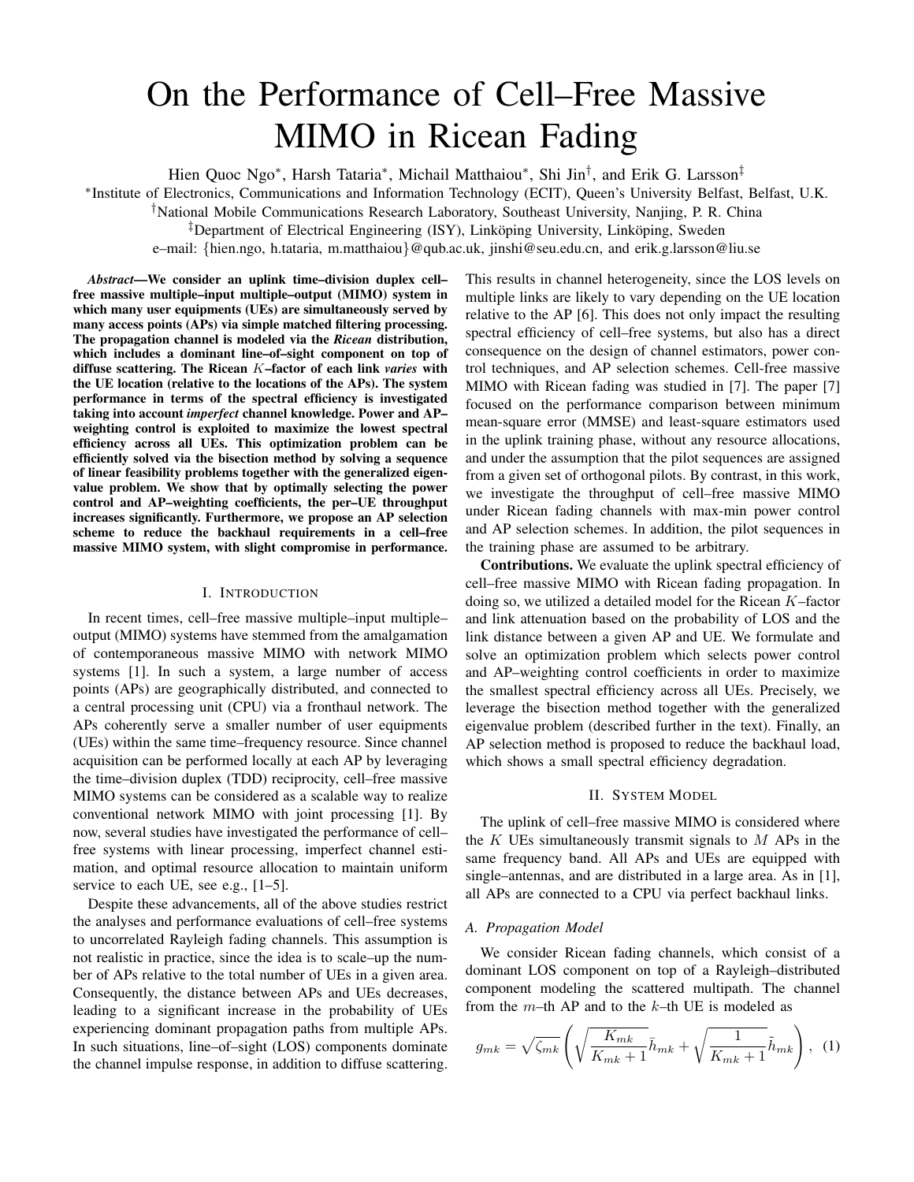# On the Performance of Cell–Free Massive MIMO in Ricean Fading

Hien Quoc Ngo*, Harsh Tataria*, Michail Matthaiou*, Shi Jin†, and Erik G. Larsson‡

*Institute of Electronics, Communications and Information Technology (ECIT), Queen's University Belfast, Belfast, U.K.

†National Mobile Communications Research Laboratory, Southeast University, Nanjing, P. R. China

‡Department of Electrical Engineering (ISY), Linköping University, Linköping, Sweden

e–mail: {hien.ngo, h.tataria, m.matthaiou}@qub.ac.uk, jinshi@seu.edu.cn, and erik.g.larsson@liu.se

***Abstract*—We consider an uplink time–division duplex cell–free massive multiple–input multiple–output (MIMO) system in which many user equipments (UEs) are simultaneously served by many access points (APs) via simple matched filtering processing. The propagation channel is modeled via the *Ricean* distribution, which includes a dominant line–of–sight component on top of diffuse scattering. The Ricean $K$–factor of each link *varies* with the UE location (relative to the locations of the APs). The system performance in terms of the spectral efficiency is investigated taking into account *imperfect* channel knowledge. Power and AP–weighting control is exploited to maximize the lowest spectral efficiency across all UEs. This optimization problem can be efficiently solved via the bisection method by solving a sequence of linear feasibility problems together with the generalized eigenvalue problem. We show that by optimally selecting the power control and AP–weighting coefficients, the per–UE throughput increases significantly. Furthermore, we propose an AP selection scheme to reduce the backhaul requirements in a cell–free massive MIMO system, with slight compromise in performance.**

## I. Introduction

In recent times, cell–free massive multiple–input multiple–output (MIMO) systems have stemmed from the amalgamation of contemporaneous massive MIMO with network MIMO systems [1]. In such a system, a large number of access points (APs) are geographically distributed, and connected to a central processing unit (CPU) via a fronthaul network. The APs coherently serve a smaller number of user equipments (UEs) within the same time–frequency resource. Since channel acquisition can be performed locally at each AP by leveraging the time–division duplex (TDD) reciprocity, cell–free massive MIMO systems can be considered as a scalable way to realize conventional network MIMO with joint processing [1]. By now, several studies have investigated the performance of cell–free systems with linear processing, imperfect channel estimation, and optimal resource allocation to maintain uniform service to each UE, see e.g., [1–5].

Despite these advancements, all of the above studies restrict the analyses and performance evaluations of cell–free systems to uncorrelated Rayleigh fading channels. This assumption is not realistic in practice, since the idea is to scale–up the number of APs relative to the total number of UEs in a given area. Consequently, the distance between APs and UEs decreases, leading to a significant increase in the probability of UEs experiencing dominant propagation paths from multiple APs. In such situations, line–of–sight (LOS) components dominate the channel impulse response, in addition to diffuse scattering. This results in channel heterogeneity, since the LOS levels on multiple links are likely to vary depending on the UE location relative to the AP [6]. This does not only impact the resulting spectral efficiency of cell–free systems, but also has a direct consequence on the design of channel estimators, power control techniques, and AP selection schemes. Cell–free massive MIMO with Ricean fading was studied in [7]. The paper [7] focused on the performance comparison between minimum mean–square error (MMSE) and least–square estimators used in the uplink training phase, without any resource allocations, and under the assumption that the pilot sequences are assigned from a given set of orthogonal pilots. By contrast, in this work, we investigate the throughput of cell–free massive MIMO under Ricean fading channels with max-min power control and AP selection schemes. In addition, the pilot sequences in the training phase are assumed to be arbitrary.

**Contributions.** We evaluate the uplink spectral efficiency of cell–free massive MIMO with Ricean fading propagation. In doing so, we utilized a detailed model for the Ricean $K$–factor and link attenuation based on the probability of LOS and the link distance between a given AP and UE. We formulate and solve an optimization problem which selects power control and AP–weighting control coefficients in order to maximize the smallest spectral efficiency across all UEs. Precisely, we leverage the bisection method together with the generalized eigenvalue problem (described further in the text). Finally, an AP selection method is proposed to reduce the backhaul load, which shows a small spectral efficiency degradation.

## II. System Model

The uplink of cell–free massive MIMO is considered where the $K$ UEs simultaneously transmit signals to $M$ APs in the same frequency band. All APs and UEs are equipped with single–antennas, and are distributed in a large area. As in [1], all APs are connected to a CPU via perfect backhaul links.

### A. Propagation Model

We consider Ricean fading channels, which consist of a dominant LOS component on top of a Rayleigh–distributed component modeling the scattered multipath. The channel from the $m$–th AP and to the $k$–th UE is modeled as

$$g_{mk} = \sqrt{\zeta_{mk}} \left( \sqrt{\frac{K_{mk}}{K_{mk}+1}} \bar{h}_{mk} + \sqrt{\frac{1}{K_{mk}+1}} \tilde{h}_{mk} \right), \quad (1)$$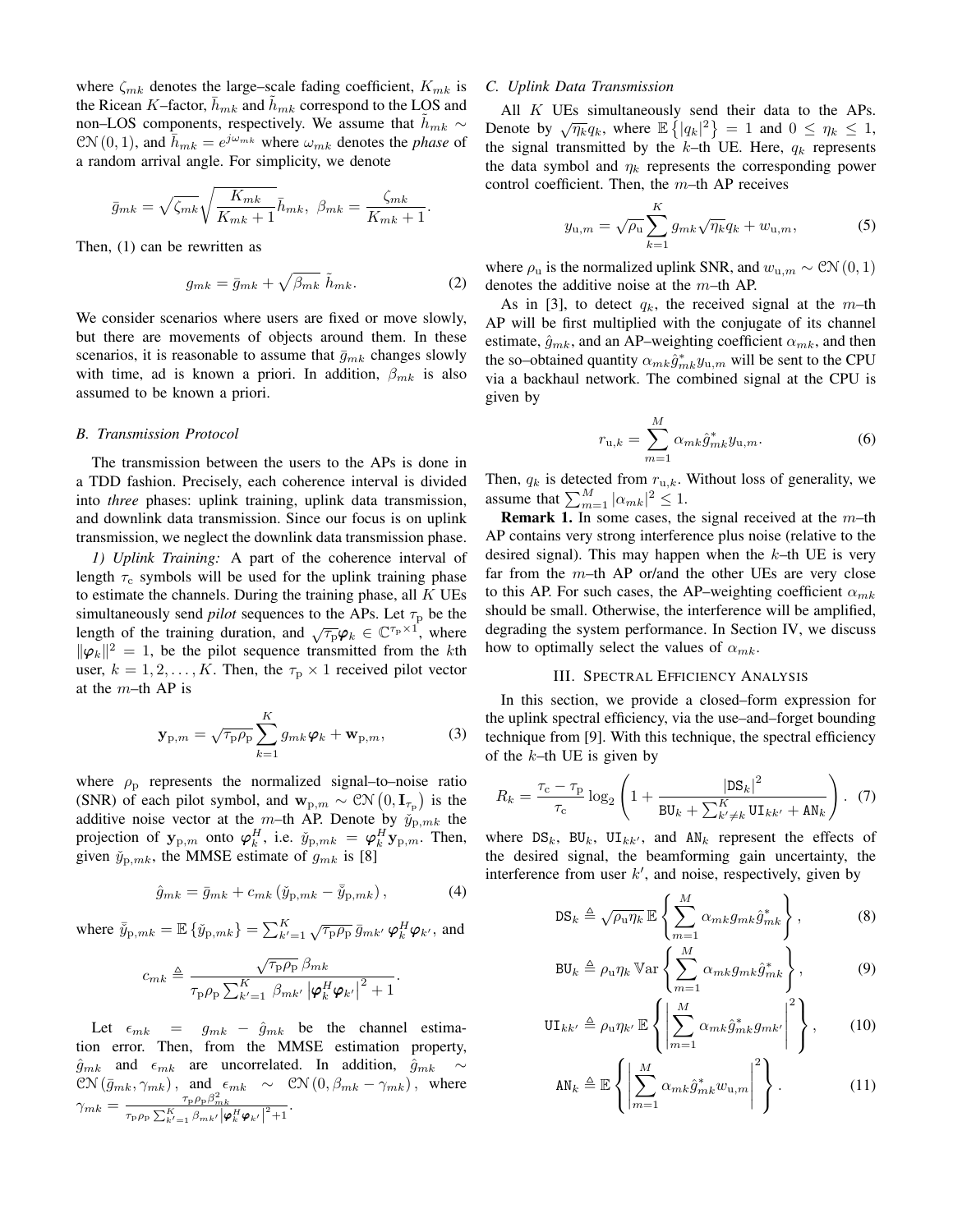where $\zeta_{mk}$ denotes the large–scale fading coefficient, $K_{mk}$ is the Ricean $K$–factor, $\bar{h}_{mk}$ and $\tilde{h}_{mk}$ correspond to the LOS and non–LOS components, respectively. We assume that $\tilde{h}_{mk} \sim \mathcal{CN}(0, 1)$, and $\bar{h}_{mk} = e^{j\omega_{mk}}$ where $\omega_{mk}$ denotes the *phase* of a random arrival angle. For simplicity, we denote

$$\bar{g}_{mk} = \sqrt{\zeta_{mk}}\sqrt{\frac{K_{mk}}{K_{mk}+1}}\bar{h}_{mk},\ \beta_{mk} = \frac{\zeta_{mk}}{K_{mk}+1}.$$

Then, (1) can be rewritten as

$$g_{mk} = \bar{g}_{mk} + \sqrt{\beta_{mk}}\ \tilde{h}_{mk}. \tag{2}$$

We consider scenarios where users are fixed or move slowly, but there are movements of objects around them. In these scenarios, it is reasonable to assume that $\bar{g}_{mk}$ changes slowly with time, ad is known a priori. In addition, $\beta_{mk}$ is also assumed to be known a priori.

### B. Transmission Protocol

The transmission between the users to the APs is done in a TDD fashion. Precisely, each coherence interval is divided into *three* phases: uplink training, uplink data transmission, and downlink data transmission. Since our focus is on uplink transmission, we neglect the downlink data transmission phase.

*1) Uplink Training:* A part of the coherence interval of length $\tau_{\rm c}$ symbols will be used for the uplink training phase to estimate the channels. During the training phase, all $K$ UEs simultaneously send *pilot* sequences to the APs. Let $\tau_{\rm p}$ be the length of the training duration, and $\sqrt{\tau_{\rm p}}\boldsymbol{\varphi}_k \in \mathbb{C}^{\tau_{\rm p}\times 1}$, where $\|\boldsymbol{\varphi}_k\|^2 = 1$, be the pilot sequence transmitted from the $k$th user, $k = 1, 2, \ldots, K$. Then, the $\tau_{\rm p} \times 1$ received pilot vector at the $m$–th AP is

$$\mathbf{y}_{{\rm p},m} = \sqrt{\tau_{\rm p}\rho_{\rm p}}\sum_{k=1}^{K} g_{mk}\boldsymbol{\varphi}_k + \mathbf{w}_{{\rm p},m}, \tag{3}$$

where $\rho_{\rm p}$ represents the normalized signal–to–noise ratio (SNR) of each pilot symbol, and $\mathbf{w}_{{\rm p},m} \sim \mathcal{CN}\left(0, \mathbf{I}_{\tau_{\rm p}}\right)$ is the additive noise vector at the $m$–th AP. Denote by $\check{y}_{{\rm p},mk}$ the projection of $\mathbf{y}_{{\rm p},m}$ onto $\boldsymbol{\varphi}_k^H$, i.e. $\check{y}_{{\rm p},mk} = \boldsymbol{\varphi}_k^H\mathbf{y}_{{\rm p},m}$. Then, given $\check{y}_{{\rm p},mk}$, the MMSE estimate of $g_{mk}$ is [8]

$$\hat{g}_{mk} = \bar{g}_{mk} + c_{mk}\left(\check{y}_{{\rm p},mk} - \bar{\check{y}}_{{\rm p},mk}\right), \tag{4}$$

where $\bar{\check{y}}_{{\rm p},mk} = \mathbb{E}\left\{\check{y}_{{\rm p},mk}\right\} = \sum_{k'=1}^{K}\sqrt{\tau_{\rm p}\rho_{\rm p}}\,\bar{g}_{mk'}\,\boldsymbol{\varphi}_k^H\boldsymbol{\varphi}_{k'}$, and

$$c_{mk} \triangleq \frac{\sqrt{\tau_{\rm p}\rho_{\rm p}}\,\beta_{mk}}{\tau_{\rm p}\rho_{\rm p}\sum_{k'=1}^{K}\beta_{mk'}\left|\boldsymbol{\varphi}_k^H\boldsymbol{\varphi}_{k'}\right|^2 + 1}.$$

Let $\epsilon_{mk} = g_{mk} - \hat{g}_{mk}$ be the channel estimation error. Then, from the MMSE estimation property, $\hat{g}_{mk}$ and $\epsilon_{mk}$ are uncorrelated. In addition, $\hat{g}_{mk} \sim \mathcal{CN}\left(\bar{g}_{mk}, \gamma_{mk}\right)$, and $\epsilon_{mk} \sim \mathcal{CN}\left(0, \beta_{mk} - \gamma_{mk}\right)$, where $\gamma_{mk} = \frac{\tau_{\rm p}\rho_{\rm p}\beta_{mk}^2}{\tau_{\rm p}\rho_{\rm p}\sum_{k'=1}^{K}\beta_{mk'}\left|\boldsymbol{\varphi}_k^H\boldsymbol{\varphi}_{k'}\right|^2+1}$.

### C. Uplink Data Transmission

All $K$ UEs simultaneously send their data to the APs. Denote by $\sqrt{\eta_k}q_k$, where $\mathbb{E}\left\{|q_k|^2\right\} = 1$ and $0 \le \eta_k \le 1$, the signal transmitted by the $k$–th UE. Here, $q_k$ represents the data symbol and $\eta_k$ represents the corresponding power control coefficient. Then, the $m$–th AP receives

$$y_{{\rm u},m} = \sqrt{\rho_{\rm u}}\sum_{k=1}^{K} g_{mk}\sqrt{\eta_k}q_k + w_{{\rm u},m}, \tag{5}$$

where $\rho_{\rm u}$ is the normalized uplink SNR, and $w_{{\rm u},m} \sim \mathcal{CN}(0, 1)$ denotes the additive noise at the $m$–th AP.

As in [3], to detect $q_k$, the received signal at the $m$–th AP will be first multiplied with the conjugate of its channel estimate, $\hat{g}_{mk}$, and an AP–weighting coefficient $\alpha_{mk}$, and then the so–obtained quantity $\alpha_{mk}\hat{g}_{mk}^* y_{{\rm u},m}$ will be sent to the CPU via a backhaul network. The combined signal at the CPU is given by

$$r_{{\rm u},k} = \sum_{m=1}^{M}\alpha_{mk}\hat{g}_{mk}^* y_{{\rm u},m}. \tag{6}$$

Then, $q_k$ is detected from $r_{{\rm u},k}$. Without loss of generality, we assume that $\sum_{m=1}^{M}|\alpha_{mk}|^2 \le 1$.

**Remark 1.** In some cases, the signal received at the $m$–th AP contains very strong interference plus noise (relative to the desired signal). This may happen when the $k$–th UE is very far from the $m$–th AP or/and the other UEs are very close to this AP. For such cases, the AP–weighting coefficient $\alpha_{mk}$ should be small. Otherwise, the interference will be amplified, degrading the system performance. In Section IV, we discuss how to optimally select the values of $\alpha_{mk}$.

## III. Spectral Efficiency Analysis

In this section, we provide a closed–form expression for the uplink spectral efficiency, via the use–and–forget bounding technique from [9]. With this technique, the spectral efficiency of the $k$–th UE is given by

$$R_k = \frac{\tau_{\rm c} - \tau_{\rm p}}{\tau_{\rm c}}\log_2\left(1 + \frac{\left|\mathtt{DS}_k\right|^2}{\mathtt{BU}_k + \sum_{k'\neq k}^{K}\mathtt{UI}_{kk'} + \mathtt{AN}_k}\right). \tag{7}$$

where $\mathtt{DS}_k$, $\mathtt{BU}_k$, $\mathtt{UI}_{kk'}$, and $\mathtt{AN}_k$ represent the effects of the desired signal, the beamforming gain uncertainty, the interference from user $k'$, and noise, respectively, given by

$$\mathtt{DS}_k \triangleq \sqrt{\rho_{\rm u}\eta_k}\,\mathbb{E}\left\{\sum_{m=1}^{M}\alpha_{mk}g_{mk}\hat{g}_{mk}^*\right\}, \tag{8}$$

$$\mathtt{BU}_k \triangleq \rho_{\rm u}\eta_k\,\mathbb{V}\text{ar}\left\{\sum_{m=1}^{M}\alpha_{mk}g_{mk}\hat{g}_{mk}^*\right\}, \tag{9}$$

$$\mathtt{UI}_{kk'} \triangleq \rho_{\rm u}\eta_{k'}\,\mathbb{E}\left\{\left|\sum_{m=1}^{M}\alpha_{mk}\hat{g}_{mk}^* g_{mk'}\right|^2\right\}, \tag{10}$$

$$\mathtt{AN}_k \triangleq \mathbb{E}\left\{\left|\sum_{m=1}^{M}\alpha_{mk}\hat{g}_{mk}^* w_{{\rm u},m}\right|^2\right\}. \tag{11}$$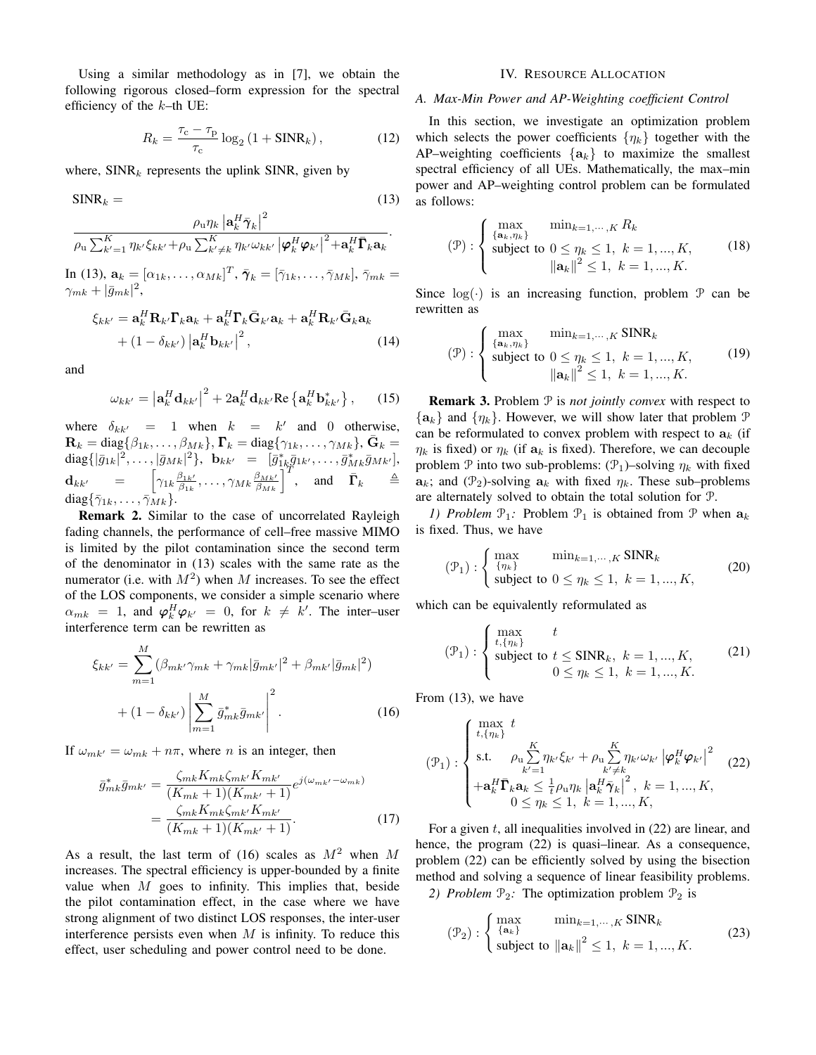Using a similar methodology as in [7], we obtain the following rigorous closed–form expression for the spectral efficiency of the $k$–th UE:

$$R_k = \frac{\tau_c - \tau_p}{\tau_c} \log_2 \left(1 + \text{SINR}_k\right), \tag{12}$$

where, $\text{SINR}_k$ represents the uplink SINR, given by

$$\text{SINR}_k = \tag{13}$$
$$\frac{\rho_u \eta_k \left|\mathbf{a}_k^H \bar{\boldsymbol{\gamma}}_k\right|^2}{\rho_u \sum_{k'=1}^K \eta_{k'} \xi_{kk'} + \rho_u \sum_{k' \neq k}^K \eta_{k'} \omega_{kk'} \left|\boldsymbol{\varphi}_k^H \boldsymbol{\varphi}_{k'}\right|^2 + \mathbf{a}_k^H \bar{\boldsymbol{\Gamma}}_k \mathbf{a}_k}.$$

In (13), $\mathbf{a}_k = [\alpha_{1k}, \ldots, \alpha_{Mk}]^T$, $\bar{\boldsymbol{\gamma}}_k = [\bar{\gamma}_{1k}, \ldots, \bar{\gamma}_{Mk}]$, $\bar{\gamma}_{mk} = \gamma_{mk} + |\bar{g}_{mk}|^2$,

$$\begin{aligned}\xi_{kk'} &= \mathbf{a}_k^H \mathbf{R}_{k'} \boldsymbol{\Gamma}_k \mathbf{a}_k + \mathbf{a}_k^H \boldsymbol{\Gamma}_k \bar{\mathbf{G}}_{k'} \mathbf{a}_k + \mathbf{a}_k^H \mathbf{R}_{k'} \bar{\mathbf{G}}_k \mathbf{a}_k \\ &\quad + (1 - \delta_{kk'}) \left|\mathbf{a}_k^H \mathbf{b}_{kk'}\right|^2,\end{aligned} \tag{14}$$

and

$$\omega_{kk'} = \left|\mathbf{a}_k^H \mathbf{d}_{kk'}\right|^2 + 2\mathbf{a}_k^H \mathbf{d}_{kk'} \text{Re}\left\{\mathbf{a}_k^H \mathbf{b}_{kk'}^*\right\}, \tag{15}$$

where $\delta_{kk'} = 1$ when $k = k'$ and 0 otherwise, $\mathbf{R}_k = \text{diag}\{\beta_{1k}, \ldots, \beta_{Mk}\}$, $\boldsymbol{\Gamma}_k = \text{diag}\{\gamma_{1k}, \ldots, \gamma_{Mk}\}$, $\bar{\mathbf{G}}_k = \text{diag}\{|\bar{g}_{1k}|^2, \ldots, |\bar{g}_{Mk}|^2\}$, $\mathbf{b}_{kk'} = [\bar{g}_{1k}^* \bar{g}_{1k'}, \ldots, \bar{g}_{Mk}^* \bar{g}_{Mk'}]$, $\mathbf{d}_{kk'} = \left[\gamma_{1k} \frac{\beta_{1k'}}{\beta_{1k}}, \ldots, \gamma_{Mk} \frac{\beta_{Mk'}}{\beta_{Mk}}\right]^T$, and $\bar{\boldsymbol{\Gamma}}_k \triangleq \text{diag}\{\bar{\gamma}_{1k}, \ldots, \bar{\gamma}_{Mk}\}$.

**Remark 2.** Similar to the case of uncorrelated Rayleigh fading channels, the performance of cell–free massive MIMO is limited by the pilot contamination since the second term of the denominator in (13) scales with the same rate as the numerator (i.e. with $M^2$) when $M$ increases. To see the effect of the LOS components, we consider a simple scenario where $\alpha_{mk} = 1$, and $\boldsymbol{\varphi}_k^H \boldsymbol{\varphi}_{k'} = 0$, for $k \neq k'$. The inter–user interference term can be rewritten as

$$\begin{aligned}\xi_{kk'} &= \sum_{m=1}^M \left(\beta_{mk'} \gamma_{mk} + \gamma_{mk} |\bar{g}_{mk'}|^2 + \beta_{mk'} |\bar{g}_{mk}|^2\right) \\ &\quad + (1 - \delta_{kk'}) \left|\sum_{m=1}^M \bar{g}_{mk}^* \bar{g}_{mk'}\right|^2.\end{aligned} \tag{16}$$

If $\omega_{mk'} = \omega_{mk} + n\pi$, where $n$ is an integer, then

$$\begin{aligned}\bar{g}_{mk}^* \bar{g}_{mk'} &= \frac{\zeta_{mk} K_{mk} \zeta_{mk'} K_{mk'}}{(K_{mk}+1)(K_{mk'}+1)} e^{j(\omega_{mk'} - \omega_{mk})} \\ &= \frac{\zeta_{mk} K_{mk} \zeta_{mk'} K_{mk'}}{(K_{mk}+1)(K_{mk'}+1)}.\end{aligned} \tag{17}$$

As a result, the last term of (16) scales as $M^2$ when $M$ increases. The spectral efficiency is upper-bounded by a finite value when $M$ goes to infinity. This implies that, beside the pilot contamination effect, in the case where we have strong alignment of two distinct LOS responses, the inter-user interference persists even when $M$ is infinity. To reduce this effect, user scheduling and power control need to be done.

## IV. Resource Allocation

### A. Max-Min Power and AP-Weighting coefficient Control

In this section, we investigate an optimization problem which selects the power coefficients $\{\eta_k\}$ together with the AP–weighting coefficients $\{\mathbf{a}_k\}$ to maximize the smallest spectral efficiency of all UEs. Mathematically, the max–min power and AP–weighting control problem can be formulated as follows:

$$(\mathcal{P}): \begin{cases} \max\limits_{\{\mathbf{a}_k, \eta_k\}} & \min_{k=1,\cdots,K} R_k \\ \text{subject to} & 0 \leq \eta_k \leq 1,\ k = 1, ..., K, \\ & \left\|\mathbf{a}_k\right\|^2 \leq 1,\ k = 1, ..., K. \end{cases} \tag{18}$$

Since $\log(\cdot)$ is an increasing function, problem $\mathcal{P}$ can be rewritten as

$$(\mathcal{P}): \begin{cases} \max\limits_{\{\mathbf{a}_k, \eta_k\}} & \min_{k=1,\cdots,K} \text{SINR}_k \\ \text{subject to} & 0 \leq \eta_k \leq 1,\ k = 1, ..., K, \\ & \left\|\mathbf{a}_k\right\|^2 \leq 1,\ k = 1, ..., K. \end{cases} \tag{19}$$

**Remark 3.** Problem $\mathcal{P}$ is *not jointly convex* with respect to $\{\mathbf{a}_k\}$ and $\{\eta_k\}$. However, we will show later that problem $\mathcal{P}$ can be reformulated to convex problem with respect to $\mathbf{a}_k$ (if $\eta_k$ is fixed) or $\eta_k$ (if $\mathbf{a}_k$ is fixed). Therefore, we can decouple problem $\mathcal{P}$ into two sub-problems: ($\mathcal{P}_1$)–solving $\eta_k$ with fixed $\mathbf{a}_k$; and ($\mathcal{P}_2$)-solving $\mathbf{a}_k$ with fixed $\eta_k$. These sub–problems are alternately solved to obtain the total solution for $\mathcal{P}$.

*1) Problem $\mathcal{P}_1$:* Problem $\mathcal{P}_1$ is obtained from $\mathcal{P}$ when $\mathbf{a}_k$ is fixed. Thus, we have

$$(\mathcal{P}_1): \begin{cases} \max\limits_{\{\eta_k\}} & \min_{k=1,\cdots,K} \text{SINR}_k \\ \text{subject to} & 0 \leq \eta_k \leq 1,\ k = 1, ..., K, \end{cases} \tag{20}$$

which can be equivalently reformulated as

$$(\mathcal{P}_1): \begin{cases} \max\limits_{t, \{\eta_k\}} & t \\ \text{subject to} & t \leq \text{SINR}_k,\ k = 1, ..., K, \\ & 0 \leq \eta_k \leq 1,\ k = 1, ..., K. \end{cases} \tag{21}$$

From (13), we have

$$(\mathcal{P}_1): \begin{cases} \max\limits_{t, \{\eta_k\}}\ t \\ \text{s.t.} \quad \rho_u \sum\limits_{k'=1}^K \eta_{k'} \xi_{k'} + \rho_u \sum\limits_{k' \neq k}^K \eta_{k'} \omega_{k'} \left|\boldsymbol{\varphi}_k^H \boldsymbol{\varphi}_{k'}\right|^2 \\ + \mathbf{a}_k^H \bar{\boldsymbol{\Gamma}}_k \mathbf{a}_k \leq \frac{1}{t} \rho_u \eta_k \left|\mathbf{a}_k^H \bar{\boldsymbol{\gamma}}_k\right|^2,\ k = 1, ..., K, \\ \quad 0 \leq \eta_k \leq 1,\ k = 1, ..., K, \end{cases} \tag{22}$$

For a given $t$, all inequalities involved in (22) are linear, and hence, the program (22) is quasi–linear. As a consequence, problem (22) can be efficiently solved by using the bisection method and solving a sequence of linear feasibility problems.

*2) Problem $\mathcal{P}_2$:* The optimization problem $\mathcal{P}_2$ is

$$(\mathcal{P}_2): \begin{cases} \max\limits_{\{\mathbf{a}_k\}} & \min_{k=1,\cdots,K} \text{SINR}_k \\ \text{subject to} & \left\|\mathbf{a}_k\right\|^2 \leq 1,\ k = 1, ..., K. \end{cases} \tag{23}$$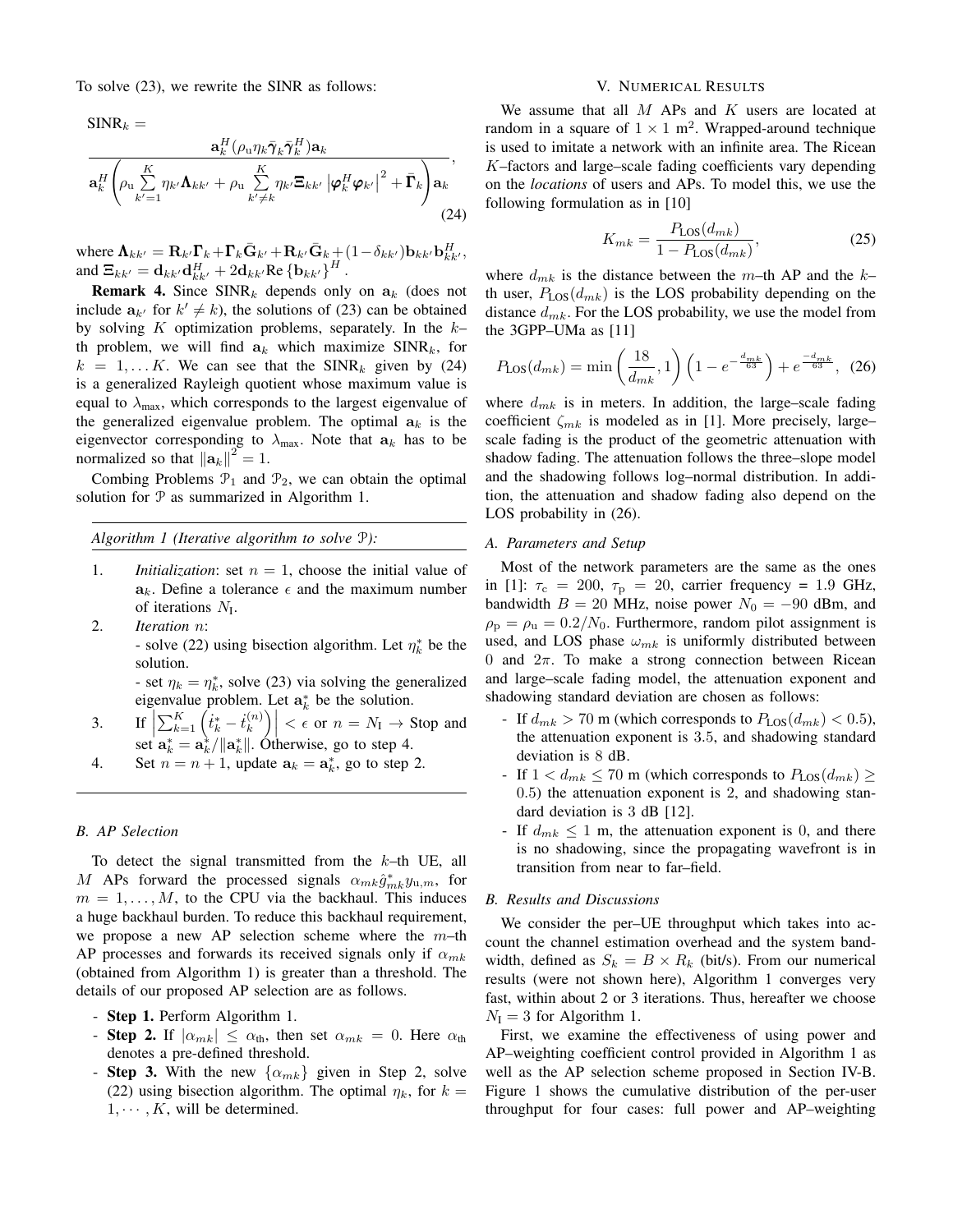To solve (23), we rewrite the SINR as follows:

$$\text{SINR}_k = \frac{\mathbf{a}_k^H(\rho_\text{u}\eta_k\bar{\boldsymbol{\gamma}}_k\bar{\boldsymbol{\gamma}}_k^H)\mathbf{a}_k}{\mathbf{a}_k^H\left(\rho_\text{u}\sum\limits_{k'=1}^{K}\eta_{k'}\mathbf{\Lambda}_{kk'}+\rho_\text{u}\sum\limits_{k'\neq k}^{K}\eta_{k'}\mathbf{\Xi}_{kk'}\left|\boldsymbol{\varphi}_k^H\boldsymbol{\varphi}_{k'}\right|^2+\bar{\mathbf{\Gamma}}_k\right)\mathbf{a}_k}, \quad (24)$$

where $\mathbf{\Lambda}_{kk'} = \mathbf{R}_{k'}\mathbf{\Gamma}_k+\mathbf{\Gamma}_k\bar{\mathbf{G}}_{k'}+\mathbf{R}_{k'}\bar{\mathbf{G}}_k+(1-\delta_{kk'})\mathbf{b}_{kk'}\mathbf{b}_{kk'}^H$, and $\mathbf{\Xi}_{kk'} = \mathbf{d}_{kk'}\mathbf{d}_{kk'}^H + 2\mathbf{d}_{kk'}\text{Re}\left\{\mathbf{b}_{kk'}\right\}^H$.

**Remark 4.** Since $\text{SINR}_k$ depends only on $\mathbf{a}_k$ (does not include $\mathbf{a}_{k'}$ for $k' \neq k$), the solutions of (23) can be obtained by solving $K$ optimization problems, separately. In the $k$–th problem, we will find $\mathbf{a}_k$ which maximize $\text{SINR}_k$, for $k = 1, \ldots K$. We can see that the $\text{SINR}_k$ given by (24) is a generalized Rayleigh quotient whose maximum value is equal to $\lambda_\text{max}$, which corresponds to the largest eigenvalue of the generalized eigenvalue problem. The optimal $\mathbf{a}_k$ is the eigenvector corresponding to $\lambda_\text{max}$. Note that $\mathbf{a}_k$ has to be normalized so that $\|\mathbf{a}_k\|^2 = 1$.

Combing Problems $\mathcal{P}_1$ and $\mathcal{P}_2$, we can obtain the optimal solution for $\mathcal{P}$ as summarized in Algorithm 1.

---

*Algorithm 1 (Iterative algorithm to solve $\mathcal{P}$):*

---

1. *Initialization*: set $n = 1$, choose the initial value of $\mathbf{a}_k$. Define a tolerance $\epsilon$ and the maximum number of iterations $N_\text{I}$.
2. *Iteration $n$*:
   - solve (22) using bisection algorithm. Let $\eta_k^*$ be the solution.
   - set $\eta_k = \eta_k^*$, solve (23) via solving the generalized eigenvalue problem. Let $\mathbf{a}_k^*$ be the solution.
3. If $\left|\sum_{k=1}^{K}\left(\dot{t}_k^* - \dot{t}_k^{(n)}\right)\right| < \epsilon$ or $n = N_\text{I}$ $\rightarrow$ Stop and set $\mathbf{a}_k^* = \mathbf{a}_k^*/\|\mathbf{a}_k^*\|$. Otherwise, go to step 4.
4. Set $n = n + 1$, update $\mathbf{a}_k = \mathbf{a}_k^*$, go to step 2.

---

### B. AP Selection

To detect the signal transmitted from the $k$–th UE, all $M$ APs forward the processed signals $\alpha_{mk}\hat{g}_{mk}^* y_{\text{u},m}$, for $m = 1, \ldots, M$, to the CPU via the backhaul. This induces a huge backhaul burden. To reduce this backhaul requirement, we propose a new AP selection scheme where the $m$–th AP processes and forwards its received signals only if $\alpha_{mk}$ (obtained from Algorithm 1) is greater than a threshold. The details of our proposed AP selection are as follows.

- **Step 1.** Perform Algorithm 1.
- **Step 2.** If $|\alpha_{mk}| \leq \alpha_\text{th}$, then set $\alpha_{mk} = 0$. Here $\alpha_\text{th}$ denotes a pre-defined threshold.
- **Step 3.** With the new $\{\alpha_{mk}\}$ given in Step 2, solve (22) using bisection algorithm. The optimal $\eta_k$, for $k = 1, \cdots, K$, will be determined.

## V. Numerical Results

We assume that all $M$ APs and $K$ users are located at random in a square of $1 \times 1$ m$^2$. Wrapped-around technique is used to imitate a network with an infinite area. The Ricean $K$–factors and large–scale fading coefficients vary depending on the *locations* of users and APs. To model this, we use the following formulation as in [10]

$$K_{mk} = \frac{P_\text{LOS}(d_{mk})}{1 - P_\text{LOS}(d_{mk})}, \quad (25)$$

where $d_{mk}$ is the distance between the $m$–th AP and the $k$–th user, $P_\text{LOS}(d_{mk})$ is the LOS probability depending on the distance $d_{mk}$. For the LOS probability, we use the model from the 3GPP–UMa as [11]

$$P_\text{LOS}(d_{mk}) = \min\left(\frac{18}{d_{mk}}, 1\right)\left(1 - e^{-\frac{d_{mk}}{63}}\right) + e^{\frac{-d_{mk}}{63}}, \quad (26)$$

where $d_{mk}$ is in meters. In addition, the large–scale fading coefficient $\zeta_{mk}$ is modeled as in [1]. More precisely, large–scale fading is the product of the geometric attenuation with shadow fading. The attenuation follows the three–slope model and the shadowing follows log–normal distribution. In addition, the attenuation and shadow fading also depend on the LOS probability in (26).

### A. Parameters and Setup

Most of the network parameters are the same as the ones in [1]: $\tau_\text{c} = 200$, $\tau_\text{p} = 20$, carrier frequency = 1.9 GHz, bandwidth $B = 20$ MHz, noise power $N_0 = -90$ dBm, and $\rho_\text{p} = \rho_\text{u} = 0.2/N_0$. Furthermore, random pilot assignment is used, and LOS phase $\omega_{mk}$ is uniformly distributed between 0 and $2\pi$. To make a strong connection between Ricean and large–scale fading model, the attenuation exponent and shadowing standard deviation are chosen as follows:

- If $d_{mk} > 70$ m (which corresponds to $P_\text{LOS}(d_{mk}) < 0.5$), the attenuation exponent is 3.5, and shadowing standard deviation is 8 dB.
- If $1 < d_{mk} \leq 70$ m (which corresponds to $P_\text{LOS}(d_{mk}) \geq 0.5$) the attenuation exponent is 2, and shadowing standard deviation is 3 dB [12].
- If $d_{mk} \leq 1$ m, the attenuation exponent is 0, and there is no shadowing, since the propagating wavefront is in transition from near to far–field.

### B. Results and Discussions

We consider the per–UE throughput which takes into account the channel estimation overhead and the system bandwidth, defined as $S_k = B \times R_k$ (bit/s). From our numerical results (were not shown here), Algorithm 1 converges very fast, within about 2 or 3 iterations. Thus, hereafter we choose $N_\text{I} = 3$ for Algorithm 1.

First, we examine the effectiveness of using power and AP–weighting coefficient control provided in Algorithm 1 as well as the AP selection scheme proposed in Section IV-B. Figure 1 shows the cumulative distribution of the per-user throughput for four cases: full power and AP–weighting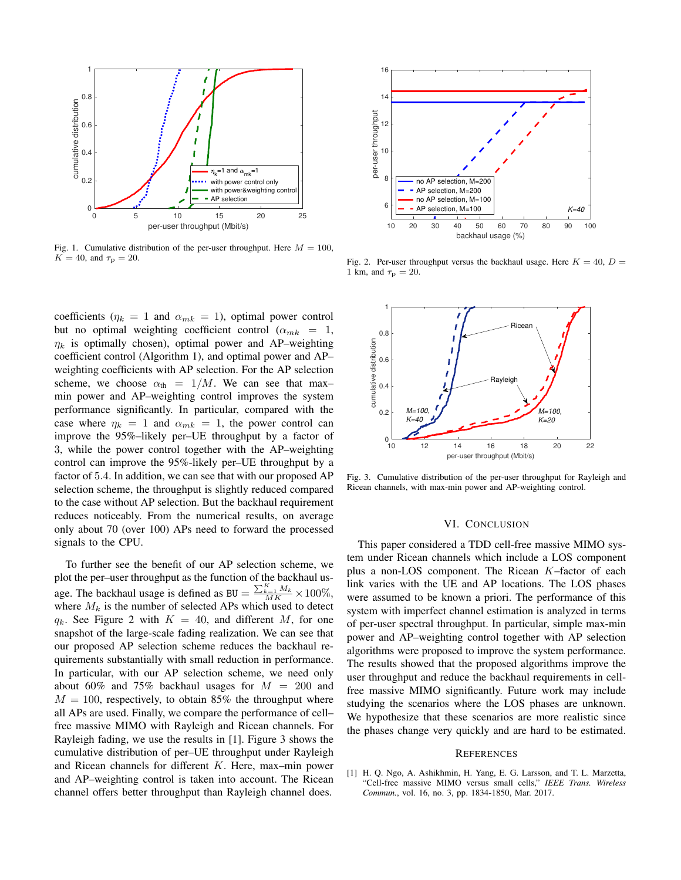Fig. 1. Cumulative distribution of the per-user throughput. Here $M = 100$, $K = 40$, and $\tau_p = 20$.

Fig. 2. Per-user throughput versus the backhaul usage. Here $K = 40$, $D = 1$ km, and $\tau_p = 20$.

coefficients ($\eta_k = 1$ and $\alpha_{mk} = 1$), optimal power control but no optimal weighting coefficient control ($\alpha_{mk} = 1$, $\eta_k$ is optimally chosen), optimal power and AP–weighting coefficient control (Algorithm 1), and optimal power and AP–weighting coefficients with AP selection. For the AP selection scheme, we choose $\alpha_{th} = 1/M$. We can see that max–min power and AP–weighting control improves the system performance significantly. In particular, compared with the case where $\eta_k = 1$ and $\alpha_{mk} = 1$, the power control can improve the 95%–likely per–UE throughput by a factor of 3, while the power control together with the AP–weighting control can improve the 95%-likely per–UE throughput by a factor of 5.4. In addition, we can see that with our proposed AP selection scheme, the throughput is slightly reduced compared to the case without AP selection. But the backhaul requirement reduces noticeably. From the numerical results, on average only about 70 (over 100) APs need to forward the processed signals to the CPU.

To further see the benefit of our AP selection scheme, we plot the per–user throughput as the function of the backhaul usage. The backhaul usage is defined as $\texttt{BU} = \frac{\sum_{k=1}^{K} M_k}{MK} \times 100\%$, where $M_k$ is the number of selected APs which used to detect $q_k$. See Figure 2 with $K = 40$, and different $M$, for one snapshot of the large-scale fading realization. We can see that our proposed AP selection scheme reduces the backhaul requirements substantially with small reduction in performance. In particular, with our AP selection scheme, we need only about 60% and 75% backhaul usages for $M = 200$ and $M = 100$, respectively, to obtain 85% the throughput where all APs are used. Finally, we compare the performance of cell–free massive MIMO with Rayleigh and Ricean channels. For Rayleigh fading, we use the results in [1]. Figure 3 shows the cumulative distribution of per–UE throughput under Rayleigh and Ricean channels for different $K$. Here, max–min power and AP–weighting control is taken into account. The Ricean channel offers better throughput than Rayleigh channel does.

Fig. 3. Cumulative distribution of the per-user throughput for Rayleigh and Ricean channels, with max-min power and AP-weighting control.

## VI. Conclusion

This paper considered a TDD cell-free massive MIMO system under Ricean channels which include a LOS component plus a non-LOS component. The Ricean $K$–factor of each link varies with the UE and AP locations. The LOS phases were assumed to be known a priori. The performance of this system with imperfect channel estimation is analyzed in terms of per-user spectral throughput. In particular, simple max-min power and AP–weighting control together with AP selection algorithms were proposed to improve the system performance. The results showed that the proposed algorithms improve the user throughput and reduce the backhaul requirements in cell-free massive MIMO significantly. Future work may include studying the scenarios where the LOS phases are unknown. We hypothesize that these scenarios are more realistic since the phases change very quickly and are hard to be estimated.

## References

[1] H. Q. Ngo, A. Ashikhmin, H. Yang, E. G. Larsson, and T. L. Marzetta, "Cell-free massive MIMO versus small cells," *IEEE Trans. Wireless Commun.*, vol. 16, no. 3, pp. 1834-1850, Mar. 2017.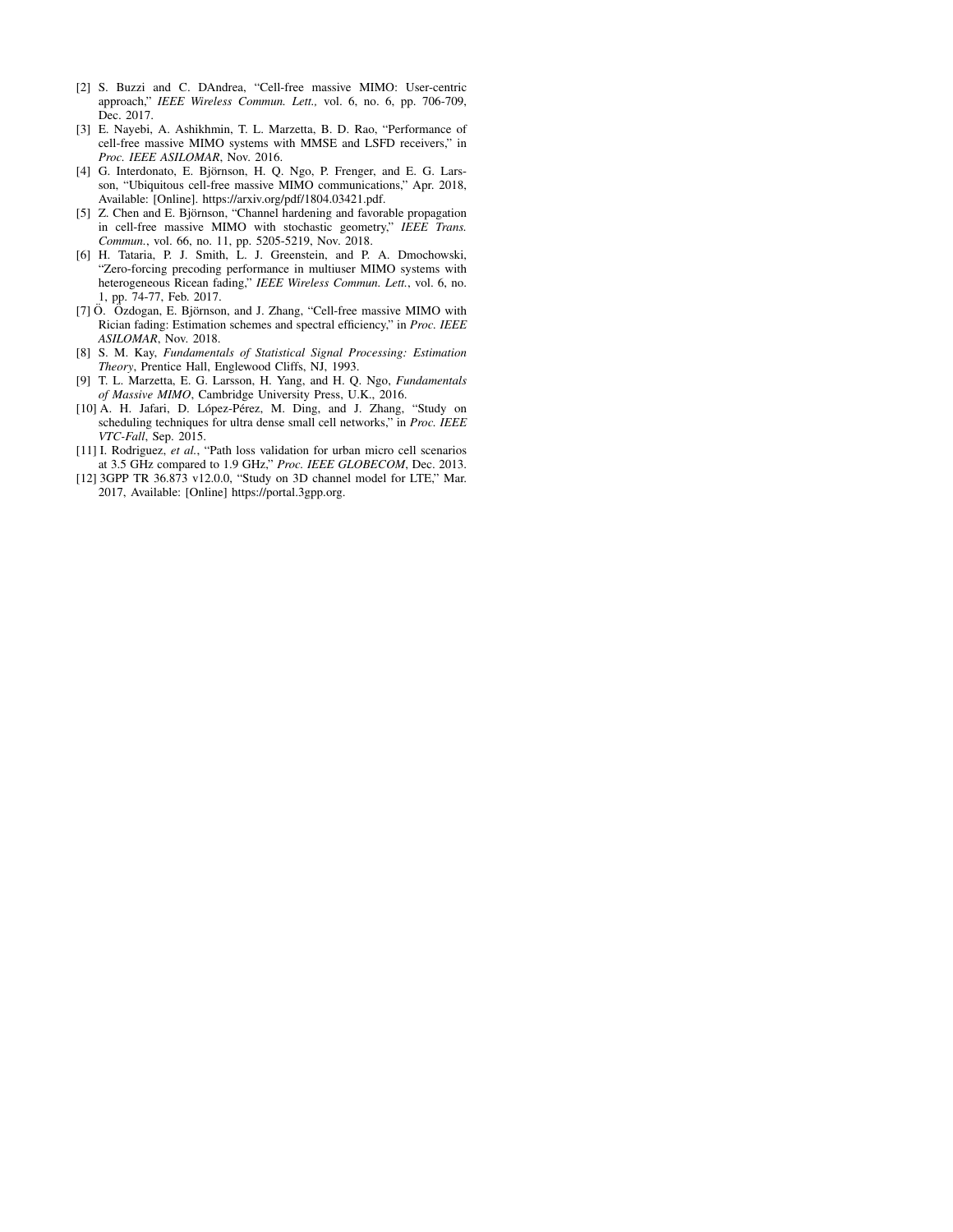[2] S. Buzzi and C. DAndrea, "Cell-free massive MIMO: User-centric approach," *IEEE Wireless Commun. Lett.,* vol. 6, no. 6, pp. 706-709, Dec. 2017.

[3] E. Nayebi, A. Ashikhmin, T. L. Marzetta, B. D. Rao, "Performance of cell-free massive MIMO systems with MMSE and LSFD receivers," in *Proc. IEEE ASILOMAR*, Nov. 2016.

[4] G. Interdonato, E. Björnson, H. Q. Ngo, P. Frenger, and E. G. Larsson, "Ubiquitous cell-free massive MIMO communications," Apr. 2018, Available: [Online]. https://arxiv.org/pdf/1804.03421.pdf.

[5] Z. Chen and E. Björnson, "Channel hardening and favorable propagation in cell-free massive MIMO with stochastic geometry," *IEEE Trans. Commun.*, vol. 66, no. 11, pp. 5205-5219, Nov. 2018.

[6] H. Tataria, P. J. Smith, L. J. Greenstein, and P. A. Dmochowski, "Zero-forcing precoding performance in multiuser MIMO systems with heterogeneous Ricean fading," *IEEE Wireless Commun. Lett.*, vol. 6, no. 1, pp. 74-77, Feb. 2017.

[7] Ö. Özdogan, E. Björnson, and J. Zhang, "Cell-free massive MIMO with Rician fading: Estimation schemes and spectral efficiency," in *Proc. IEEE ASILOMAR*, Nov. 2018.

[8] S. M. Kay, *Fundamentals of Statistical Signal Processing: Estimation Theory*, Prentice Hall, Englewood Cliffs, NJ, 1993.

[9] T. L. Marzetta, E. G. Larsson, H. Yang, and H. Q. Ngo, *Fundamentals of Massive MIMO*, Cambridge University Press, U.K., 2016.

[10] A. H. Jafari, D. López-Pérez, M. Ding, and J. Zhang, "Study on scheduling techniques for ultra dense small cell networks," in *Proc. IEEE VTC-Fall*, Sep. 2015.

[11] I. Rodriguez, *et al.*, "Path loss validation for urban micro cell scenarios at 3.5 GHz compared to 1.9 GHz," *Proc. IEEE GLOBECOM*, Dec. 2013.

[12] 3GPP TR 36.873 v12.0.0, "Study on 3D channel model for LTE," Mar. 2017, Available: [Online] https://portal.3gpp.org.